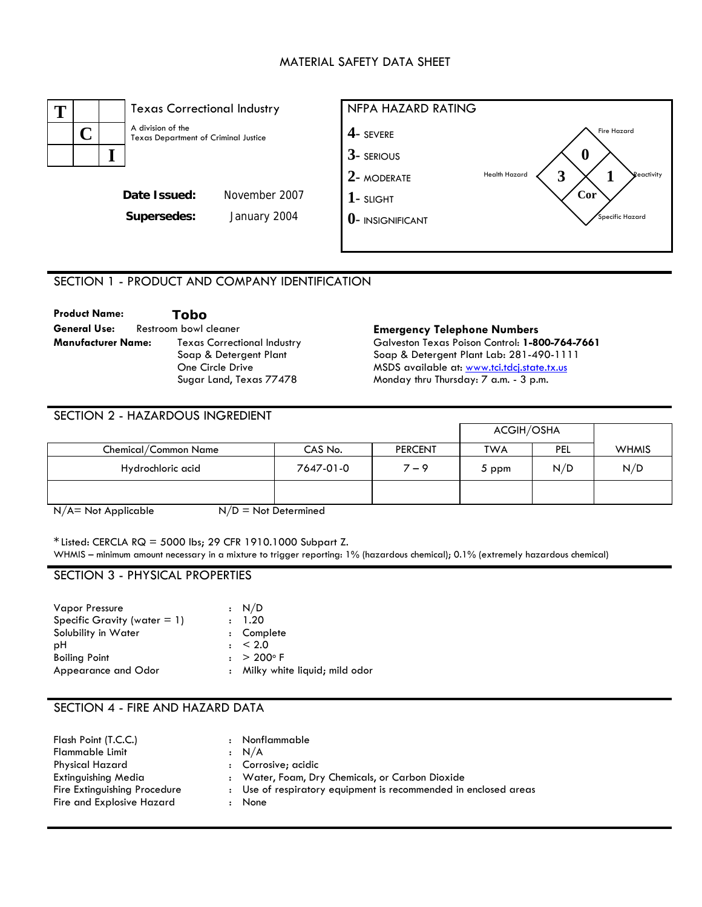# MATERIAL SAFETY DATA SHEET

**TCI** Texas Correctional Industry
A division of the Texas Department of Criminal Justice

**Date Issued:** November 2007
**Supersedes:** January 2004

**NFPA HAZARD RATING**

- 4- SEVERE
- 3- SERIOUS
- 2- MODERATE
- 1- SLIGHT
- 0- INSIGNIFICANT

Fire Hazard: 0
Health Hazard: 3
Reactivity: 1
Specific Hazard: Cor

## SECTION 1 - PRODUCT AND COMPANY IDENTIFICATION

**Product Name:** **Tobo**
**General Use:** Restroom bowl cleaner
**Manufacturer Name:** Texas Correctional Industry
Soap & Detergent Plant
One Circle Drive
Sugar Land, Texas 77478

**Emergency Telephone Numbers**
Galveston Texas Poison Control: **1-800-764-7661**
Soap & Detergent Plant Lab: 281-490-1111
MSDS available at: www.tci.tdcj.state.tx.us
Monday thru Thursday: 7 a.m. - 3 p.m.

## SECTION 2 - HAZARDOUS INGREDIENT

| | | | ACGIH/OSHA | | |
|---|---|---|---|---|---|
| Chemical/Common Name | CAS No. | PERCENT | TWA | PEL | WHMIS |
| Hydrochloric acid | 7647-01-0 | 7 – 9 | 5 ppm | N/D | N/D |
| | | | | | |

N/A= Not Applicable N/D = Not Determined

*Listed: CERCLA RQ = 5000 lbs; 29 CFR 1910.1000 Subpart Z.
WHMIS – minimum amount necessary in a mixture to trigger reporting: 1% (hazardous chemical); 0.1% (extremely hazardous chemical)

## SECTION 3 - PHYSICAL PROPERTIES

Vapor Pressure : N/D
Specific Gravity (water = 1) : 1.20
Solubility in Water : Complete
pH : < 2.0
Boiling Point : > 200° F
Appearance and Odor : Milky white liquid; mild odor

## SECTION 4 - FIRE AND HAZARD DATA

Flash Point (T.C.C.) : Nonflammable
Flammable Limit : N/A
Physical Hazard : Corrosive; acidic
Extinguishing Media : Water, Foam, Dry Chemicals, or Carbon Dioxide
Fire Extinguishing Procedure : Use of respiratory equipment is recommended in enclosed areas
Fire and Explosive Hazard : None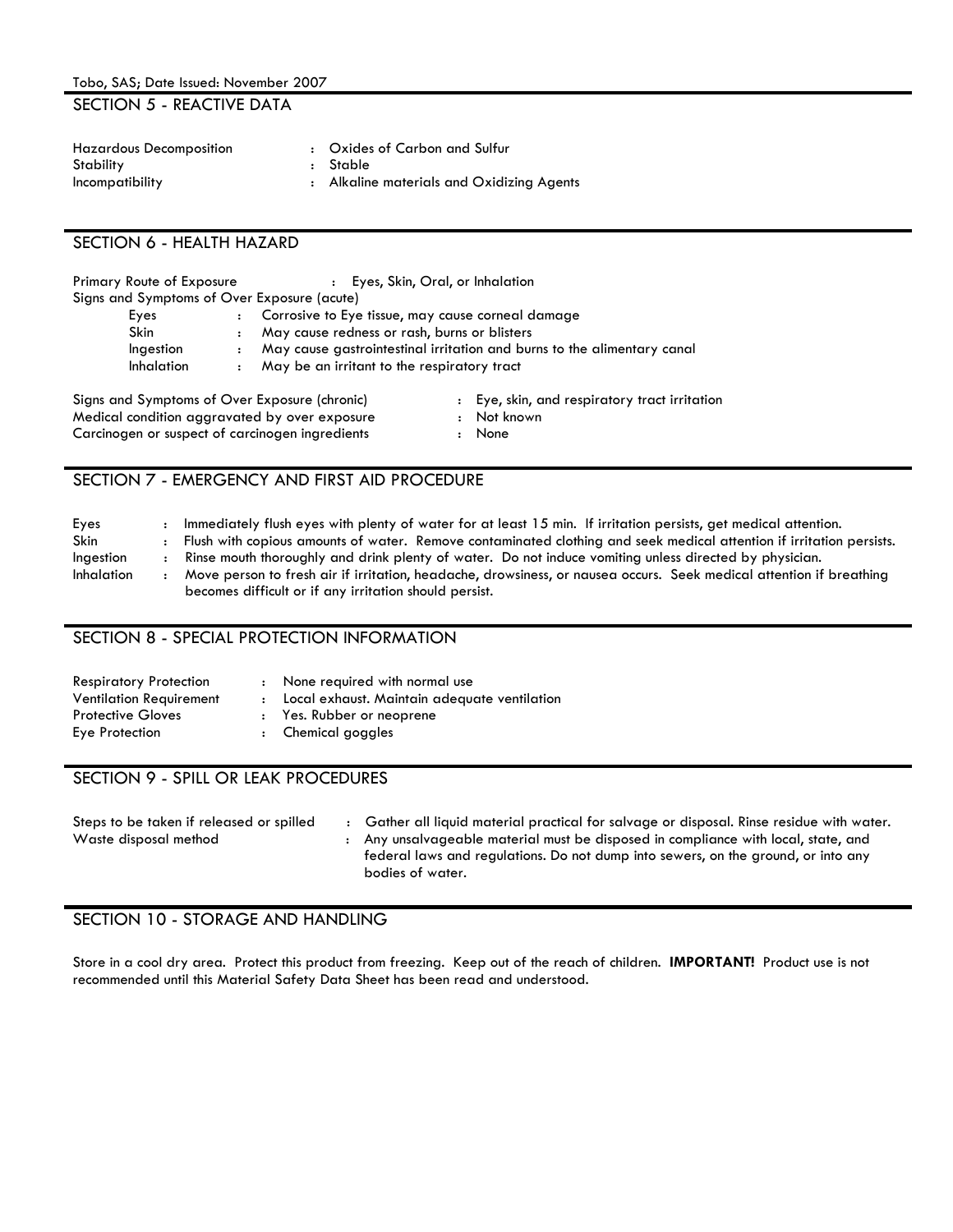Tobo, SAS; Date Issued: November 2007

## SECTION 5 - REACTIVE DATA

| | |
|---|---|
| Hazardous Decomposition | : Oxides of Carbon and Sulfur |
| Stability | : Stable |
| Incompatibility | : Alkaline materials and Oxidizing Agents |

## SECTION 6 - HEALTH HAZARD

Primary Route of Exposure : Eyes, Skin, Oral, or Inhalation

Signs and Symptoms of Over Exposure (acute)

| | |
|---|---|
| Eyes | : Corrosive to Eye tissue, may cause corneal damage |
| Skin | : May cause redness or rash, burns or blisters |
| Ingestion | : May cause gastrointestinal irritation and burns to the alimentary canal |
| Inhalation | : May be an irritant to the respiratory tract |

| | |
|---|---|
| Signs and Symptoms of Over Exposure (chronic) | : Eye, skin, and respiratory tract irritation |
| Medical condition aggravated by over exposure | : Not known |
| Carcinogen or suspect of carcinogen ingredients | : None |

## SECTION 7 - EMERGENCY AND FIRST AID PROCEDURE

| | |
|---|---|
| Eyes | : Immediately flush eyes with plenty of water for at least 15 min. If irritation persists, get medical attention. |
| Skin | : Flush with copious amounts of water. Remove contaminated clothing and seek medical attention if irritation persists. |
| Ingestion | : Rinse mouth thoroughly and drink plenty of water. Do not induce vomiting unless directed by physician. |
| Inhalation | : Move person to fresh air if irritation, headache, drowsiness, or nausea occurs. Seek medical attention if breathing becomes difficult or if any irritation should persist. |

## SECTION 8 - SPECIAL PROTECTION INFORMATION

| | |
|---|---|
| Respiratory Protection | : None required with normal use |
| Ventilation Requirement | : Local exhaust. Maintain adequate ventilation |
| Protective Gloves | : Yes. Rubber or neoprene |
| Eye Protection | : Chemical goggles |

## SECTION 9 - SPILL OR LEAK PROCEDURES

| | |
|---|---|
| Steps to be taken if released or spilled | : Gather all liquid material practical for salvage or disposal. Rinse residue with water. |
| Waste disposal method | : Any unsalvageable material must be disposed in compliance with local, state, and federal laws and regulations. Do not dump into sewers, on the ground, or into any bodies of water. |

## SECTION 10 - STORAGE AND HANDLING

Store in a cool dry area. Protect this product from freezing. Keep out of the reach of children. **IMPORTANT!** Product use is not recommended until this Material Safety Data Sheet has been read and understood.